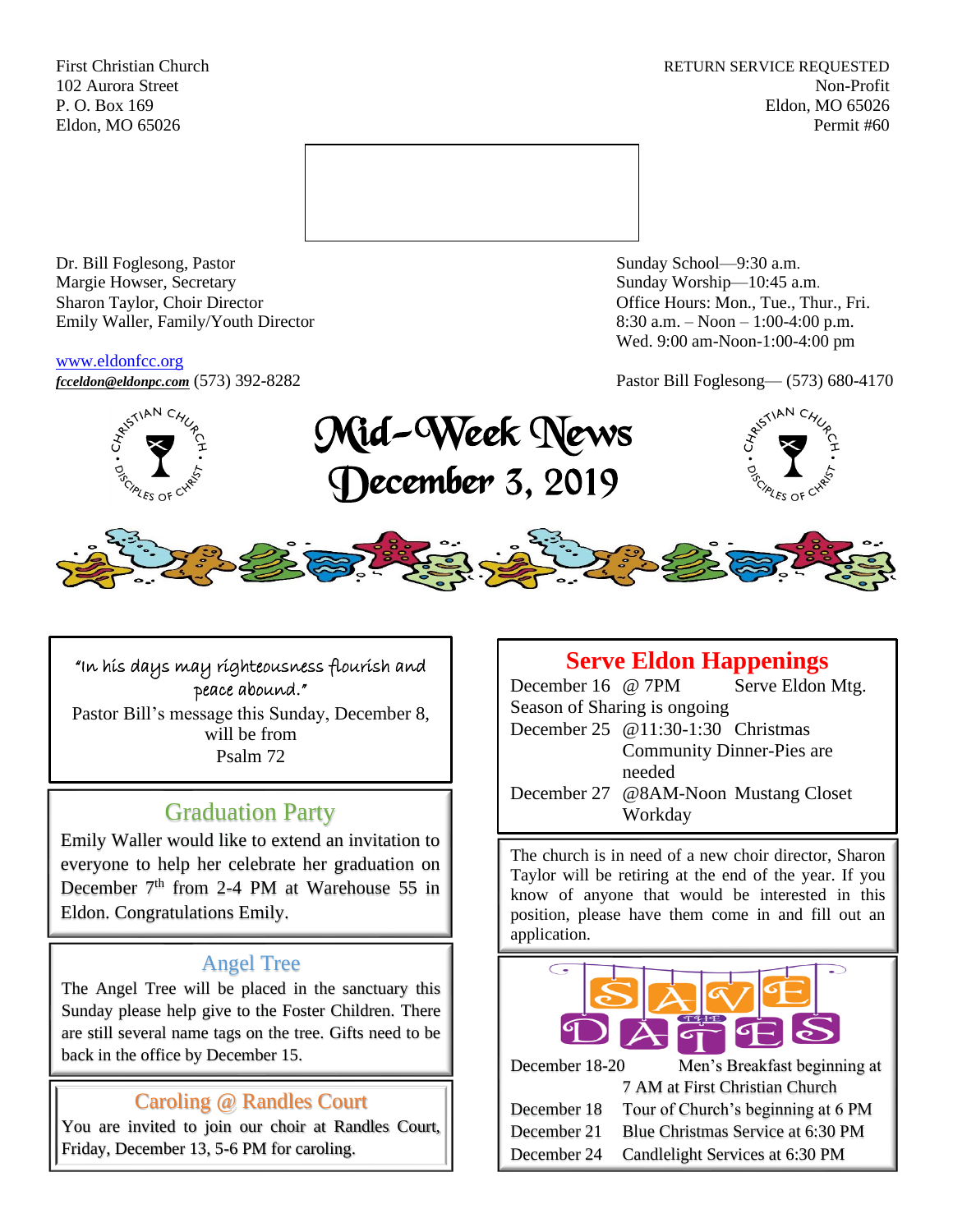First Christian Church
102 Aurora Street
P. O. Box 169
Eldon, MO 65026

RETURN SERVICE REQUESTED
Non-Profit
Eldon, MO 65026
Permit #60

Dr. Bill Foglesong, Pastor
Margie Howser, Secretary
Sharon Taylor, Choir Director
Emily Waller, Family/Youth Director

www.eldonfcc.org
***fcceldon@eldonpc.com*** (573) 392-8282

Sunday School—9:30 a.m.
Sunday Worship—10:45 a.m.
Office Hours: Mon., Tue., Thur., Fri.
8:30 a.m. – Noon – 1:00-4:00 p.m.
Wed. 9:00 am-Noon-1:00-4:00 pm

Pastor Bill Foglesong— (573) 680-4170

# Mid-Week News
# December 3, 2019

"In his days may righteousness flourish and peace abound."

Pastor Bill's message this Sunday, December 8, will be from Psalm 72

## Graduation Party

Emily Waller would like to extend an invitation to everyone to help her celebrate her graduation on December 7th from 2-4 PM at Warehouse 55 in Eldon. Congratulations Emily.

## Angel Tree

The Angel Tree will be placed in the sanctuary this Sunday please help give to the Foster Children. There are still several name tags on the tree. Gifts need to be back in the office by December 15.

## Caroling @ Randles Court

You are invited to join our choir at Randles Court, Friday, December 13, 5-6 PM for caroling.

## Serve Eldon Happenings

December 16 @ 7PM Serve Eldon Mtg.

Season of Sharing is ongoing

December 25 @11:30-1:30 Christmas Community Dinner-Pies are needed

December 27 @8AM-Noon Mustang Closet Workday

The church is in need of a new choir director, Sharon Taylor will be retiring at the end of the year. If you know of anyone that would be interested in this position, please have them come in and fill out an application.

## SAVE THE DATES

December 18-20 Men's Breakfast beginning at 7 AM at First Christian Church

December 18 Tour of Church's beginning at 6 PM

December 21 Blue Christmas Service at 6:30 PM

December 24 Candlelight Services at 6:30 PM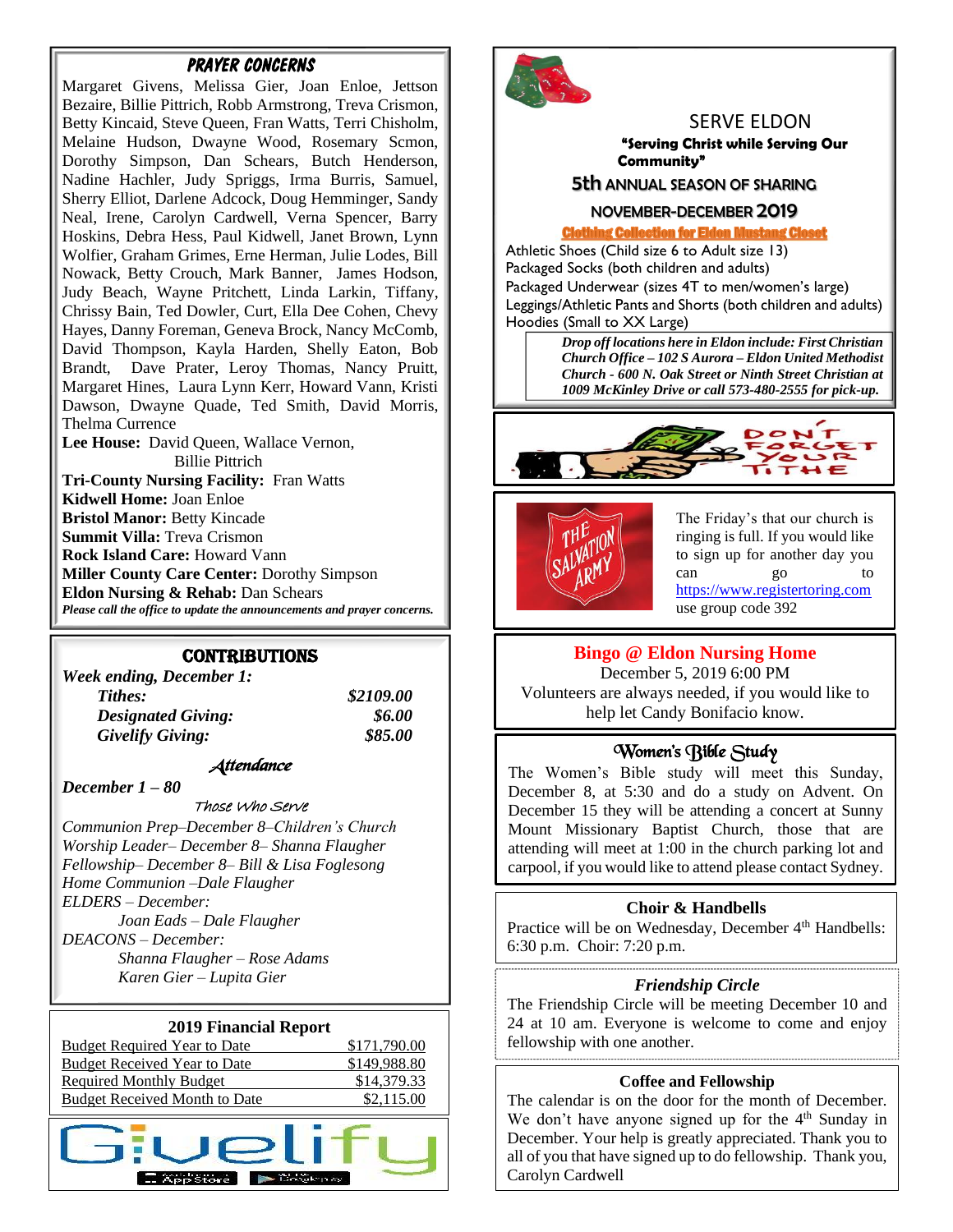## PRAYER CONCERNS

Margaret Givens, Melissa Gier, Joan Enloe, Jettson Bezaire, Billie Pittrich, Robb Armstrong, Treva Crismon, Betty Kincaid, Steve Queen, Fran Watts, Terri Chisholm, Melaine Hudson, Dwayne Wood, Rosemary Scmon, Dorothy Simpson, Dan Schears, Butch Henderson, Nadine Hachler, Judy Spriggs, Irma Burris, Samuel, Sherry Elliot, Darlene Adcock, Doug Hemminger, Sandy Neal, Irene, Carolyn Cardwell, Verna Spencer, Barry Hoskins, Debra Hess, Paul Kidwell, Janet Brown, Lynn Wolfier, Graham Grimes, Erne Herman, Julie Lodes, Bill Nowack, Betty Crouch, Mark Banner, James Hodson, Judy Beach, Wayne Pritchett, Linda Larkin, Tiffany, Chrissy Bain, Ted Dowler, Curt, Ella Dee Cohen, Chevy Hayes, Danny Foreman, Geneva Brock, Nancy McComb, David Thompson, Kayla Harden, Shelly Eaton, Bob Brandt, Dave Prater, Leroy Thomas, Nancy Pruitt, Margaret Hines, Laura Lynn Kerr, Howard Vann, Kristi Dawson, Dwayne Quade, Ted Smith, David Morris, Thelma Currence

**Lee House:** David Queen, Wallace Vernon, Billie Pittrich
**Tri-County Nursing Facility:** Fran Watts
**Kidwell Home:** Joan Enloe
**Bristol Manor:** Betty Kincade
**Summit Villa:** Treva Crismon
**Rock Island Care:** Howard Vann
**Miller County Care Center:** Dorothy Simpson
**Eldon Nursing & Rehab:** Dan Schears

***Please call the office to update the announcements and prayer concerns.***

## CONTRIBUTIONS

***Week ending, December 1:***

| | |
|---|---|
| ***Tithes:*** | ***$2109.00*** |
| ***Designated Giving:*** | ***$6.00*** |
| ***Givelify Giving:*** | ***$85.00*** |

### *Attendance*

***December 1 – 80***

*Those Who Serve*

*Communion Prep–December 8–Children's Church*
*Worship Leader– December 8– Shanna Flaugher*
*Fellowship– December 8– Bill & Lisa Foglesong*
*Home Communion –Dale Flaugher*
*ELDERS – December:*
*Joan Eads – Dale Flaugher*
*DEACONS – December:*
*Shanna Flaugher – Rose Adams*
*Karen Gier – Lupita Gier*

### 2019 Financial Report

| | |
|---|---|
| Budget Required Year to Date | $171,790.00 |
| Budget Received Year to Date | $149,988.80 |
| Required Monthly Budget | $14,379.33 |
| Budget Received Month to Date | $2,115.00 |

Givelify

## SERVE ELDON

**"Serving Christ while Serving Our Community"**

**5th ANNUAL SEASON OF SHARING**

**NOVEMBER-DECEMBER 2019**

**Clothing Collection for Eldon Mustang Closet**

Athletic Shoes (Child size 6 to Adult size 13)
Packaged Socks (both children and adults)
Packaged Underwear (sizes 4T to men/women's large)
Leggings/Athletic Pants and Shorts (both children and adults)
Hoodies (Small to XX Large)

***Drop off locations here in Eldon include: First Christian Church Office – 102 S Aurora – Eldon United Methodist Church - 600 N. Oak Street or Ninth Street Christian at 1009 McKinley Drive or call 573-480-2555 for pick-up.***

DON'T FORGET YOUR TITHE

The Friday's that our church is ringing is full. If you would like to sign up for another day you can go to https://www.registertoring.com use group code 392

### Bingo @ Eldon Nursing Home

December 5, 2019 6:00 PM
Volunteers are always needed, if you would like to help let Candy Bonifacio know.

### Women's Bible Study

The Women's Bible study will meet this Sunday, December 8, at 5:30 and do a study on Advent. On December 15 they will be attending a concert at Sunny Mount Missionary Baptist Church, those that are attending will meet at 1:00 in the church parking lot and carpool, if you would like to attend please contact Sydney.

### Choir & Handbells

Practice will be on Wednesday, December 4th Handbells: 6:30 p.m. Choir: 7:20 p.m.

### *Friendship Circle*

The Friendship Circle will be meeting December 10 and 24 at 10 am. Everyone is welcome to come and enjoy fellowship with one another.

### Coffee and Fellowship

The calendar is on the door for the month of December. We don't have anyone signed up for the 4th Sunday in December. Your help is greatly appreciated. Thank you to all of you that have signed up to do fellowship. Thank you, Carolyn Cardwell